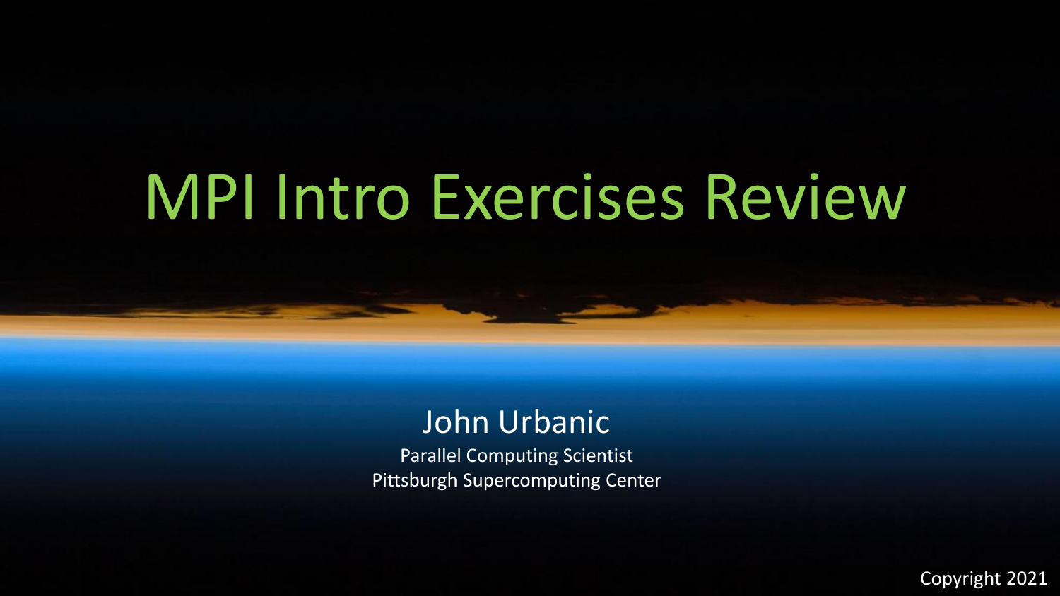# MPI Intro Exercises Review

John Urbanic

Parallel Computing Scientist

Pittsburgh Supercomputing Center

Copyright 2021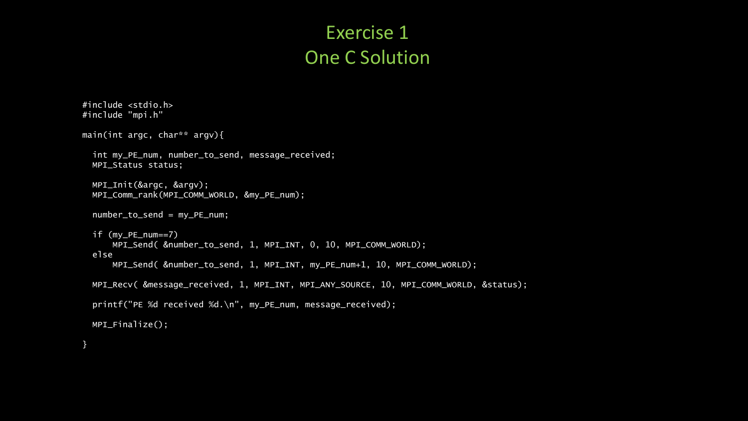# Exercise 1
# One C Solution

```c
#include <stdio.h>
#include "mpi.h"

main(int argc, char** argv){

  int my_PE_num, number_to_send, message_received;
  MPI_Status status;

  MPI_Init(&argc, &argv);
  MPI_Comm_rank(MPI_COMM_WORLD, &my_PE_num);

  number_to_send = my_PE_num;

  if (my_PE_num==7)
      MPI_Send( &number_to_send, 1, MPI_INT, 0, 10, MPI_COMM_WORLD);
  else
      MPI_Send( &number_to_send, 1, MPI_INT, my_PE_num+1, 10, MPI_COMM_WORLD);

  MPI_Recv( &message_received, 1, MPI_INT, MPI_ANY_SOURCE, 10, MPI_COMM_WORLD, &status);

  printf("PE %d received %d.\n", my_PE_num, message_received);

  MPI_Finalize();

}
```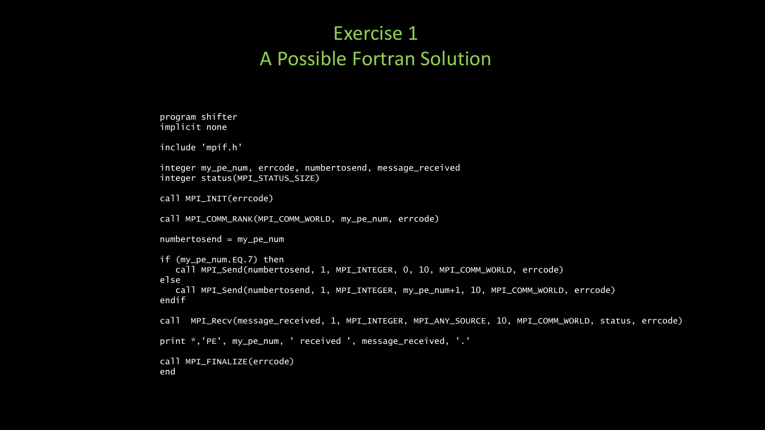# Exercise 1

## A Possible Fortran Solution

```
program shifter
implicit none

include 'mpif.h'

integer my_pe_num, errcode, numbertosend, message_received
integer status(MPI_STATUS_SIZE)

call MPI_INIT(errcode)

call MPI_COMM_RANK(MPI_COMM_WORLD, my_pe_num, errcode)

numbertosend = my_pe_num

if (my_pe_num.EQ.7) then
   call MPI_Send(numbertosend, 1, MPI_INTEGER, 0, 10, MPI_COMM_WORLD, errcode)
else
   call MPI_Send(numbertosend, 1, MPI_INTEGER, my_pe_num+1, 10, MPI_COMM_WORLD, errcode)
endif

call  MPI_Recv(message_received, 1, MPI_INTEGER, MPI_ANY_SOURCE, 10, MPI_COMM_WORLD, status, errcode)

print *,'PE', my_pe_num, ' received ', message_received, '.'

call MPI_FINALIZE(errcode)
end
```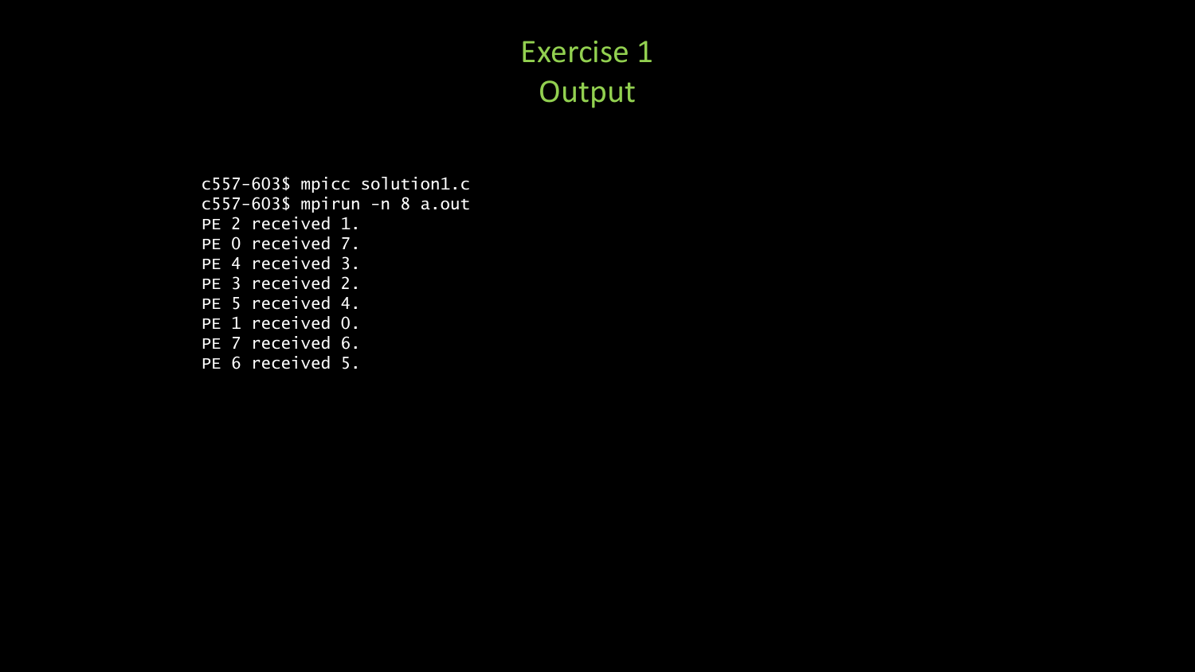# Exercise 1
## Output

```
c557-603$ mpicc solution1.c
c557-603$ mpirun -n 8 a.out
PE 2 received 1.
PE 0 received 7.
PE 4 received 3.
PE 3 received 2.
PE 5 received 4.
PE 1 received 0.
PE 7 received 6.
PE 6 received 5.
```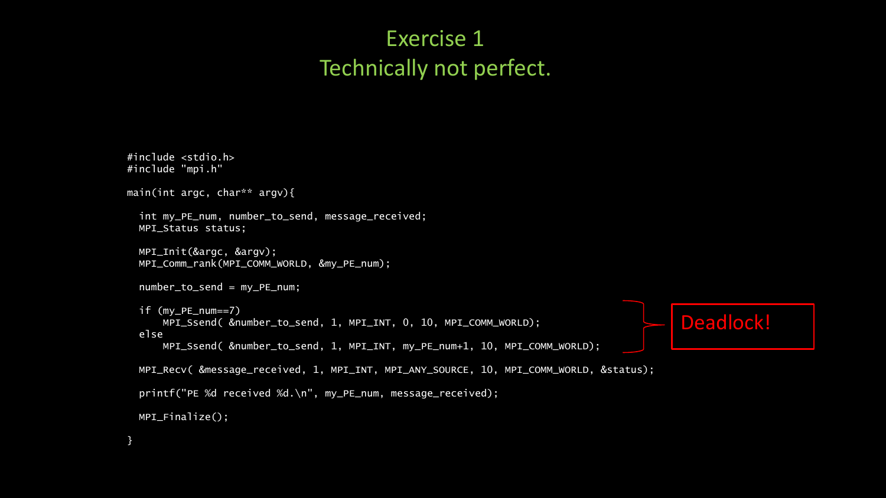# Exercise 1

## Technically not perfect.

```
#include <stdio.h>
#include "mpi.h"

main(int argc, char** argv){

  int my_PE_num, number_to_send, message_received;
  MPI_Status status;

  MPI_Init(&argc, &argv);
  MPI_Comm_rank(MPI_COMM_WORLD, &my_PE_num);

  number_to_send = my_PE_num;

  if (my_PE_num==7)
      MPI_Ssend( &number_to_send, 1, MPI_INT, 0, 10, MPI_COMM_WORLD);
  else
      MPI_Ssend( &number_to_send, 1, MPI_INT, my_PE_num+1, 10, MPI_COMM_WORLD);

  MPI_Recv( &message_received, 1, MPI_INT, MPI_ANY_SOURCE, 10, MPI_COMM_WORLD, &status);

  printf("PE %d received %d.\n", my_PE_num, message_received);

  MPI_Finalize();

}
```

Deadlock!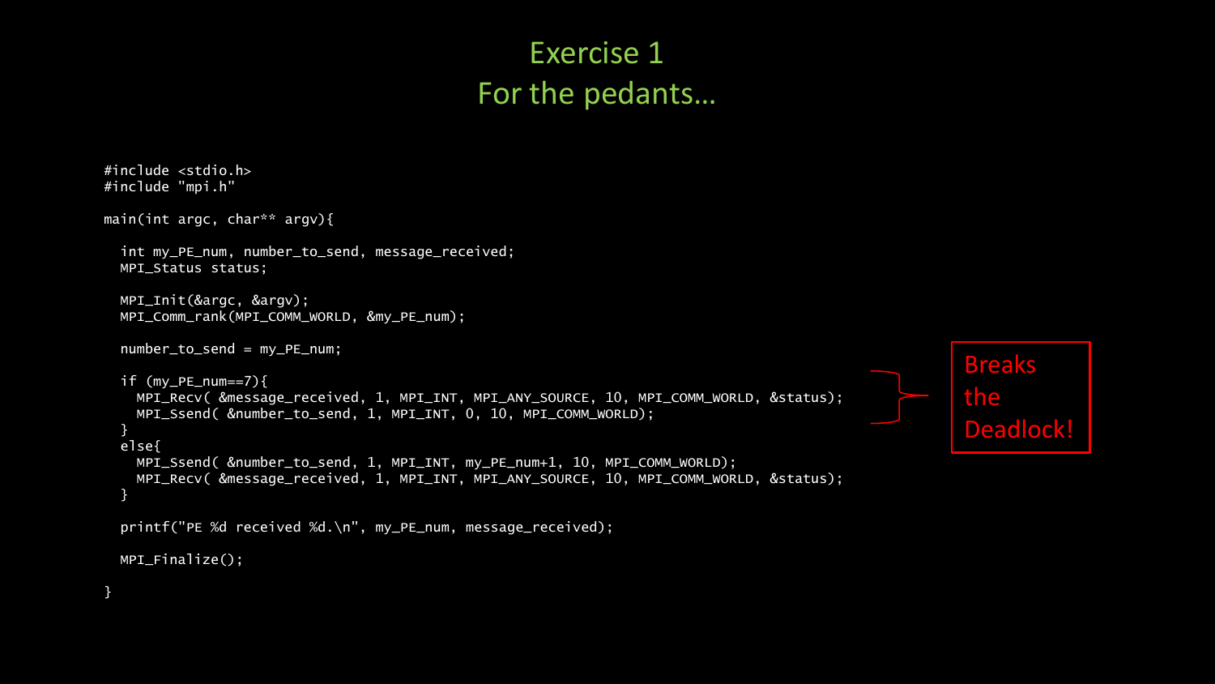# Exercise 1

## For the pedants…

```
#include <stdio.h>
#include "mpi.h"

main(int argc, char** argv){

  int my_PE_num, number_to_send, message_received;
  MPI_Status status;

  MPI_Init(&argc, &argv);
  MPI_Comm_rank(MPI_COMM_WORLD, &my_PE_num);

  number_to_send = my_PE_num;

  if (my_PE_num==7){
    MPI_Recv( &message_received, 1, MPI_INT, MPI_ANY_SOURCE, 10, MPI_COMM_WORLD, &status);
    MPI_Ssend( &number_to_send, 1, MPI_INT, 0, 10, MPI_COMM_WORLD);
  }
  else{
    MPI_Ssend( &number_to_send, 1, MPI_INT, my_PE_num+1, 10, MPI_COMM_WORLD);
    MPI_Recv( &message_received, 1, MPI_INT, MPI_ANY_SOURCE, 10, MPI_COMM_WORLD, &status);
  }

  printf("PE %d received %d.\n", my_PE_num, message_received);

  MPI_Finalize();

}
```

Breaks the Deadlock!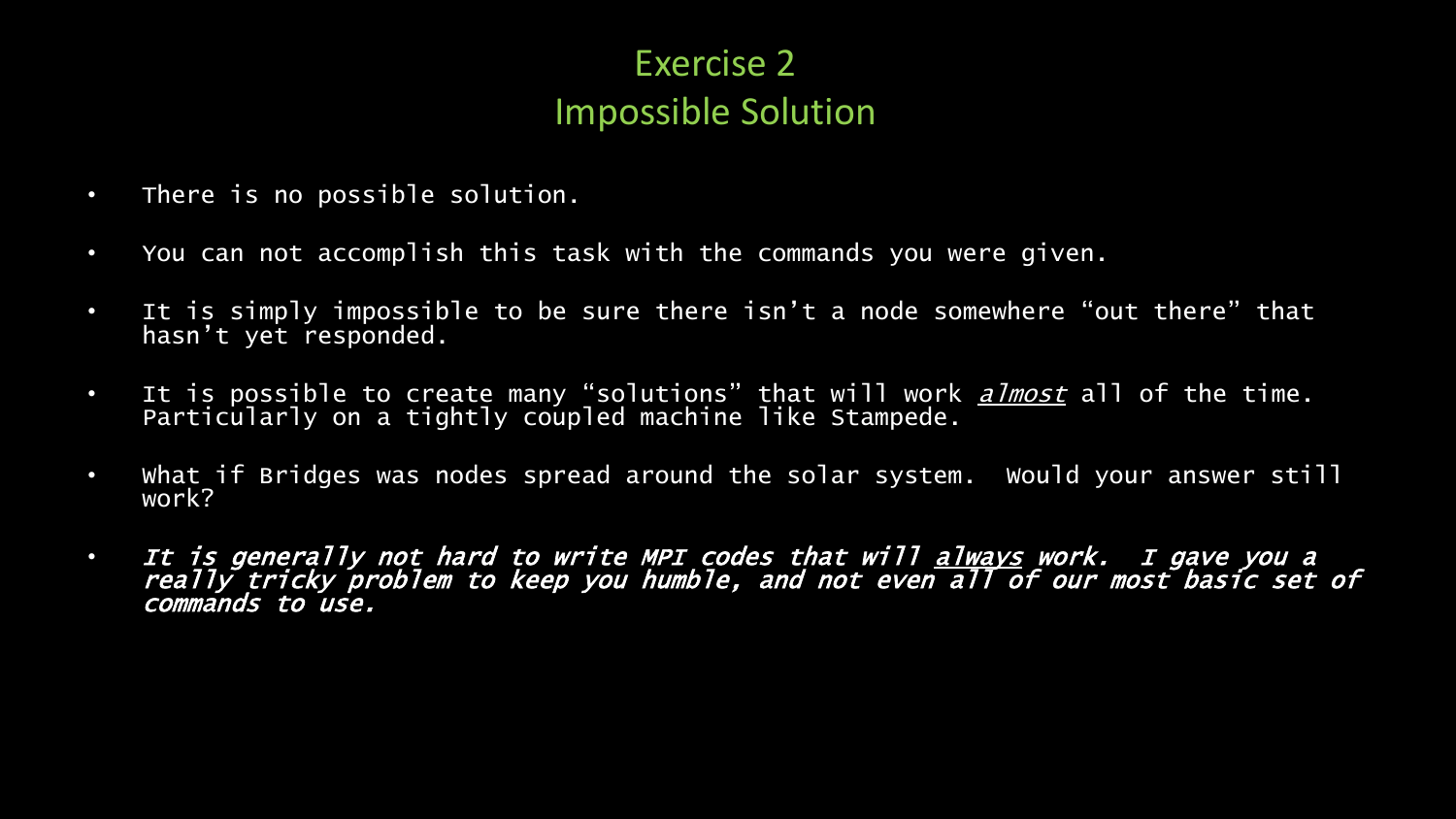# Exercise 2
## Impossible Solution

- There is no possible solution.
- You can not accomplish this task with the commands you were given.
- It is simply impossible to be sure there isn't a node somewhere "out there" that hasn't yet responded.
- It is possible to create many "solutions" that will work *almost* all of the time. Particularly on a tightly coupled machine like Stampede.
- What if Bridges was nodes spread around the solar system. Would your answer still work?
- ***It is generally not hard to write MPI codes that will always work. I gave you a really tricky problem to keep you humble, and not even all of our most basic set of commands to use.***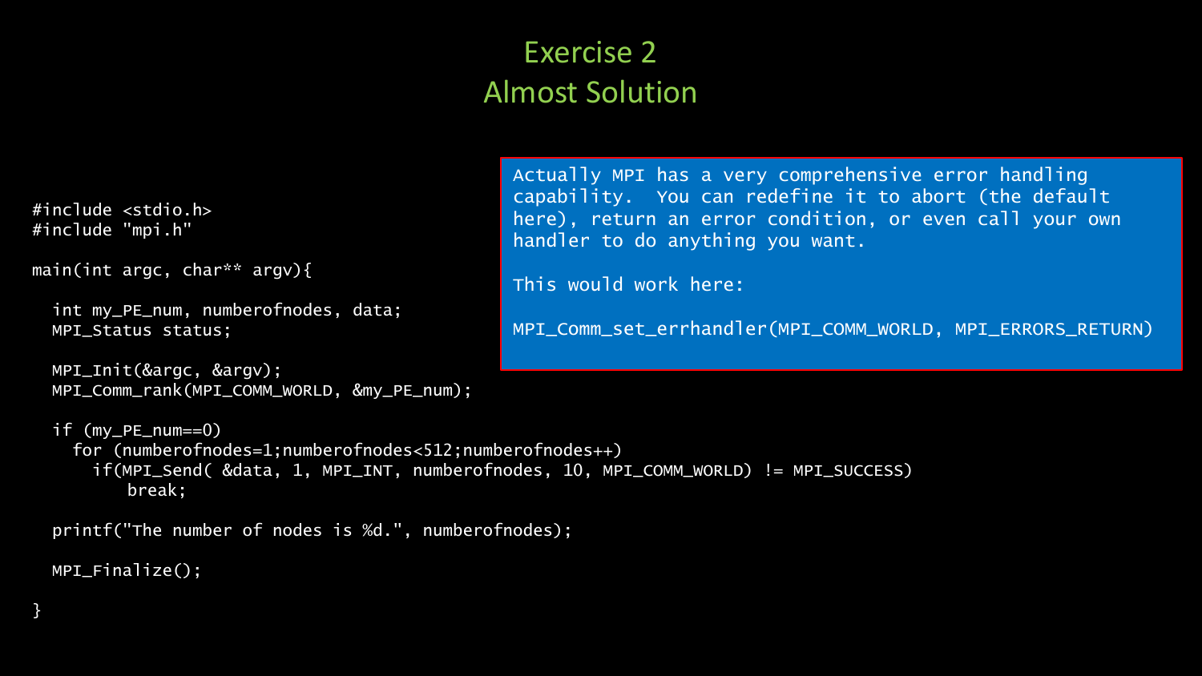# Exercise 2
## Almost Solution

```
#include <stdio.h>
#include "mpi.h"

main(int argc, char** argv){

  int my_PE_num, numberofnodes, data;
  MPI_Status status;

  MPI_Init(&argc, &argv);
  MPI_Comm_rank(MPI_COMM_WORLD, &my_PE_num);

  if (my_PE_num==0)
    for (numberofnodes=1;numberofnodes<512;numberofnodes++)
      if(MPI_Send( &data, 1, MPI_INT, numberofnodes, 10, MPI_COMM_WORLD) != MPI_SUCCESS)
          break;

  printf("The number of nodes is %d.", numberofnodes);

  MPI_Finalize();

}
```

Actually MPI has a very comprehensive error handling capability. You can redefine it to abort (the default here), return an error condition, or even call your own handler to do anything you want.

This would work here:

```
MPI_Comm_set_errhandler(MPI_COMM_WORLD, MPI_ERRORS_RETURN)
```